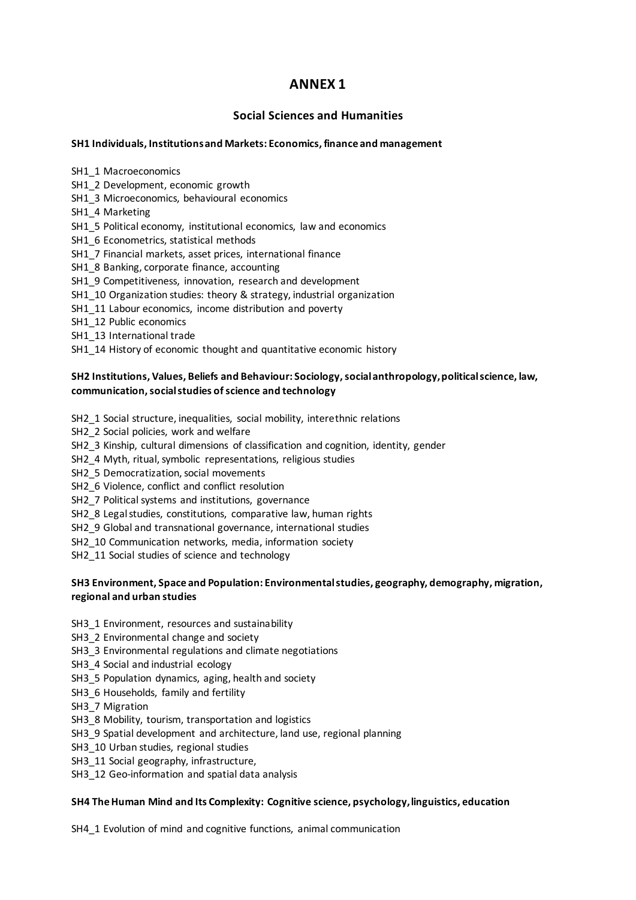# ANNEX 1

## Social Sciences and Humanities

**SH1 Individuals, Institutions and Markets: Economics, finance and management**

SH1_1 Macroeconomics
SH1_2 Development, economic growth
SH1_3 Microeconomics, behavioural economics
SH1_4 Marketing
SH1_5 Political economy, institutional economics, law and economics
SH1_6 Econometrics, statistical methods
SH1_7 Financial markets, asset prices, international finance
SH1_8 Banking, corporate finance, accounting
SH1_9 Competitiveness, innovation, research and development
SH1_10 Organization studies: theory & strategy, industrial organization
SH1_11 Labour economics, income distribution and poverty
SH1_12 Public economics
SH1_13 International trade
SH1_14 History of economic thought and quantitative economic history

**SH2 Institutions, Values, Beliefs and Behaviour: Sociology, social anthropology, political science, law, communication, social studies of science and technology**

SH2_1 Social structure, inequalities, social mobility, interethnic relations
SH2_2 Social policies, work and welfare
SH2_3 Kinship, cultural dimensions of classification and cognition, identity, gender
SH2_4 Myth, ritual, symbolic representations, religious studies
SH2_5 Democratization, social movements
SH2_6 Violence, conflict and conflict resolution
SH2_7 Political systems and institutions, governance
SH2_8 Legal studies, constitutions, comparative law, human rights
SH2_9 Global and transnational governance, international studies
SH2_10 Communication networks, media, information society
SH2_11 Social studies of science and technology

**SH3 Environment, Space and Population: Environmental studies, geography, demography, migration, regional and urban studies**

SH3_1 Environment, resources and sustainability
SH3_2 Environmental change and society
SH3_3 Environmental regulations and climate negotiations
SH3_4 Social and industrial ecology
SH3_5 Population dynamics, aging, health and society
SH3_6 Households, family and fertility
SH3_7 Migration
SH3_8 Mobility, tourism, transportation and logistics
SH3_9 Spatial development and architecture, land use, regional planning
SH3_10 Urban studies, regional studies
SH3_11 Social geography, infrastructure,
SH3_12 Geo-information and spatial data analysis

**SH4 The Human Mind and Its Complexity: Cognitive science, psychology, linguistics, education**

SH4_1 Evolution of mind and cognitive functions, animal communication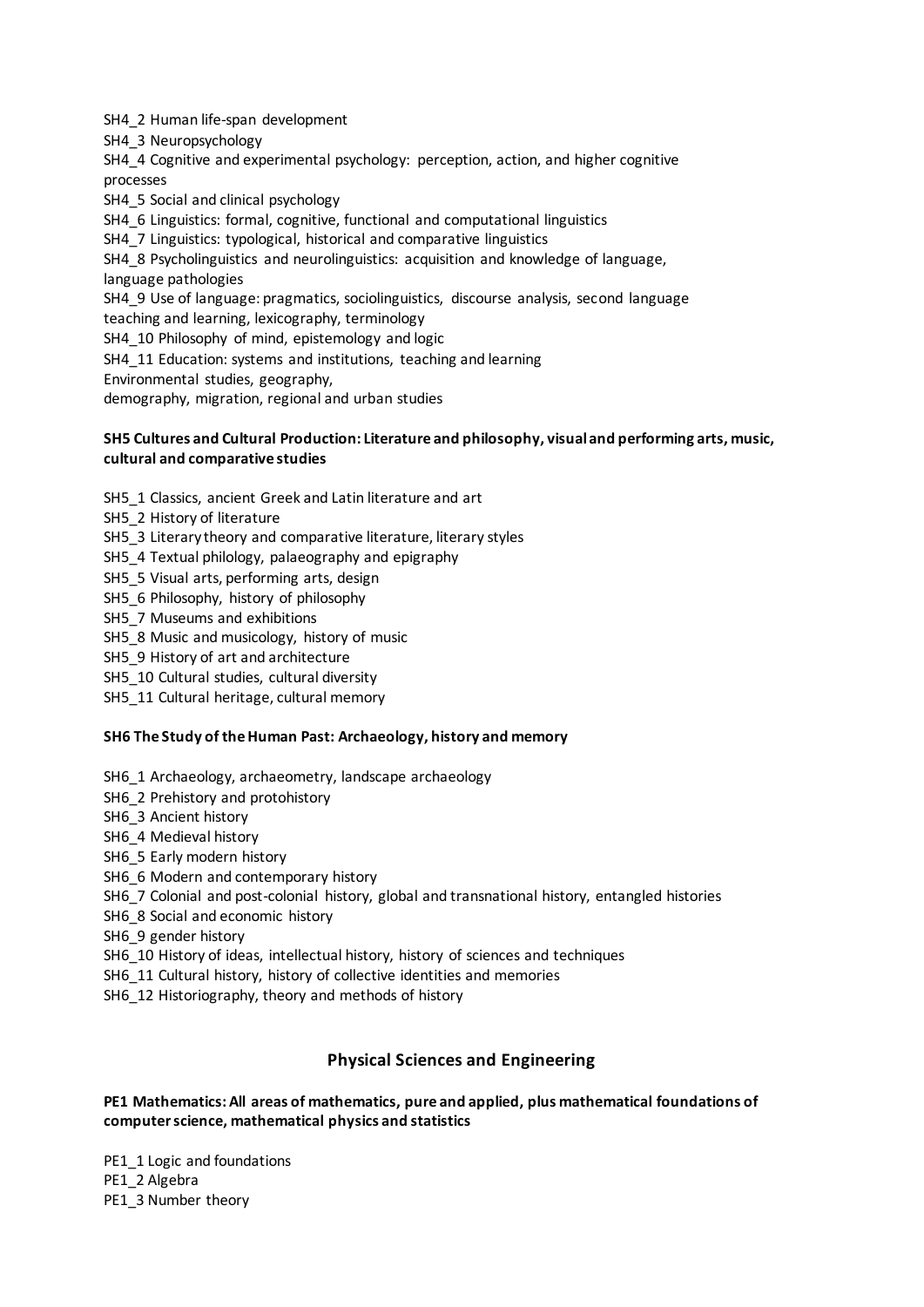SH4_2 Human life-span development

SH4_3 Neuropsychology

SH4_4 Cognitive and experimental psychology: perception, action, and higher cognitive processes

SH4_5 Social and clinical psychology

SH4_6 Linguistics: formal, cognitive, functional and computational linguistics

SH4_7 Linguistics: typological, historical and comparative linguistics

SH4_8 Psycholinguistics and neurolinguistics: acquisition and knowledge of language, language pathologies

SH4_9 Use of language: pragmatics, sociolinguistics, discourse analysis, second language teaching and learning, lexicography, terminology

SH4_10 Philosophy of mind, epistemology and logic

SH4_11 Education: systems and institutions, teaching and learning

Environmental studies, geography,
demography, migration, regional and urban studies

**SH5 Cultures and Cultural Production: Literature and philosophy, visual and performing arts, music, cultural and comparative studies**

SH5_1 Classics, ancient Greek and Latin literature and art

SH5_2 History of literature

SH5_3 Literary theory and comparative literature, literary styles

SH5_4 Textual philology, palaeography and epigraphy

SH5_5 Visual arts, performing arts, design

SH5_6 Philosophy, history of philosophy

SH5_7 Museums and exhibitions

SH5_8 Music and musicology, history of music

SH5_9 History of art and architecture

SH5_10 Cultural studies, cultural diversity

SH5_11 Cultural heritage, cultural memory

**SH6 The Study of the Human Past: Archaeology, history and memory**

SH6_1 Archaeology, archaeometry, landscape archaeology

SH6_2 Prehistory and protohistory

SH6_3 Ancient history

SH6_4 Medieval history

SH6_5 Early modern history

SH6_6 Modern and contemporary history

SH6_7 Colonial and post-colonial history, global and transnational history, entangled histories

SH6_8 Social and economic history

SH6_9 gender history

SH6_10 History of ideas, intellectual history, history of sciences and techniques

SH6_11 Cultural history, history of collective identities and memories

SH6_12 Historiography, theory and methods of history

## Physical Sciences and Engineering

**PE1 Mathematics: All areas of mathematics, pure and applied, plus mathematical foundations of computer science, mathematical physics and statistics**

PE1_1 Logic and foundations

PE1_2 Algebra

PE1_3 Number theory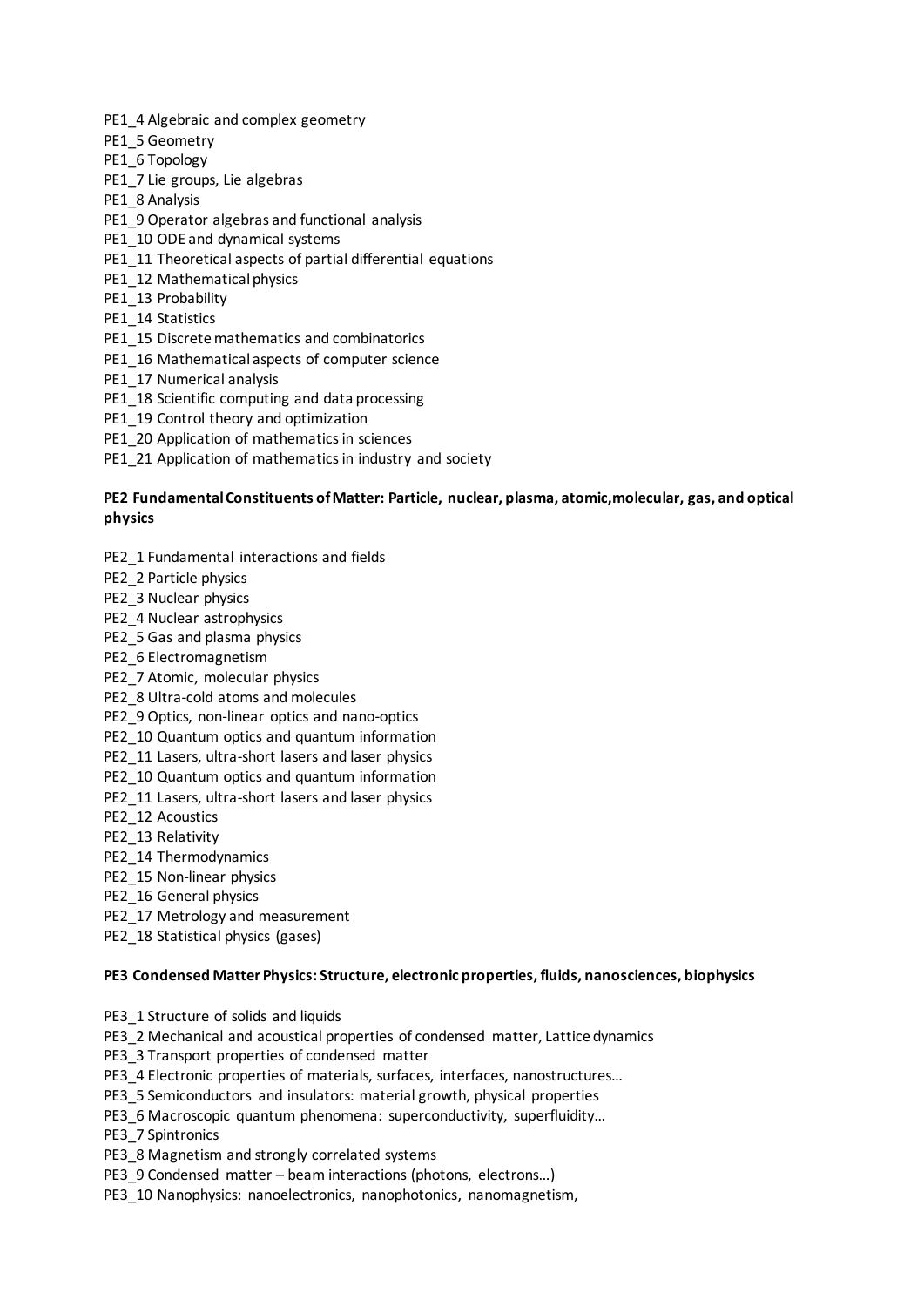PE1_4 Algebraic and complex geometry  
PE1_5 Geometry  
PE1_6 Topology  
PE1_7 Lie groups, Lie algebras  
PE1_8 Analysis  
PE1_9 Operator algebras and functional analysis  
PE1_10 ODE and dynamical systems  
PE1_11 Theoretical aspects of partial differential equations  
PE1_12 Mathematical physics  
PE1_13 Probability  
PE1_14 Statistics  
PE1_15 Discrete mathematics and combinatorics  
PE1_16 Mathematical aspects of computer science  
PE1_17 Numerical analysis  
PE1_18 Scientific computing and data processing  
PE1_19 Control theory and optimization  
PE1_20 Application of mathematics in sciences  
PE1_21 Application of mathematics in industry and society

**PE2 Fundamental Constituents of Matter: Particle, nuclear, plasma, atomic,molecular, gas, and optical physics**

PE2_1 Fundamental interactions and fields  
PE2_2 Particle physics  
PE2_3 Nuclear physics  
PE2_4 Nuclear astrophysics  
PE2_5 Gas and plasma physics  
PE2_6 Electromagnetism  
PE2_7 Atomic, molecular physics  
PE2_8 Ultra-cold atoms and molecules  
PE2_9 Optics, non-linear optics and nano-optics  
PE2_10 Quantum optics and quantum information  
PE2_11 Lasers, ultra-short lasers and laser physics  
PE2_10 Quantum optics and quantum information  
PE2_11 Lasers, ultra-short lasers and laser physics  
PE2_12 Acoustics  
PE2_13 Relativity  
PE2_14 Thermodynamics  
PE2_15 Non-linear physics  
PE2_16 General physics  
PE2_17 Metrology and measurement  
PE2_18 Statistical physics (gases)

**PE3 Condensed Matter Physics: Structure, electronic properties, fluids, nanosciences, biophysics**

PE3_1 Structure of solids and liquids  
PE3_2 Mechanical and acoustical properties of condensed matter, Lattice dynamics  
PE3_3 Transport properties of condensed matter  
PE3_4 Electronic properties of materials, surfaces, interfaces, nanostructures…  
PE3_5 Semiconductors and insulators: material growth, physical properties  
PE3_6 Macroscopic quantum phenomena: superconductivity, superfluidity…  
PE3_7 Spintronics  
PE3_8 Magnetism and strongly correlated systems  
PE3_9 Condensed matter – beam interactions (photons, electrons…)  
PE3_10 Nanophysics: nanoelectronics, nanophotonics, nanomagnetism,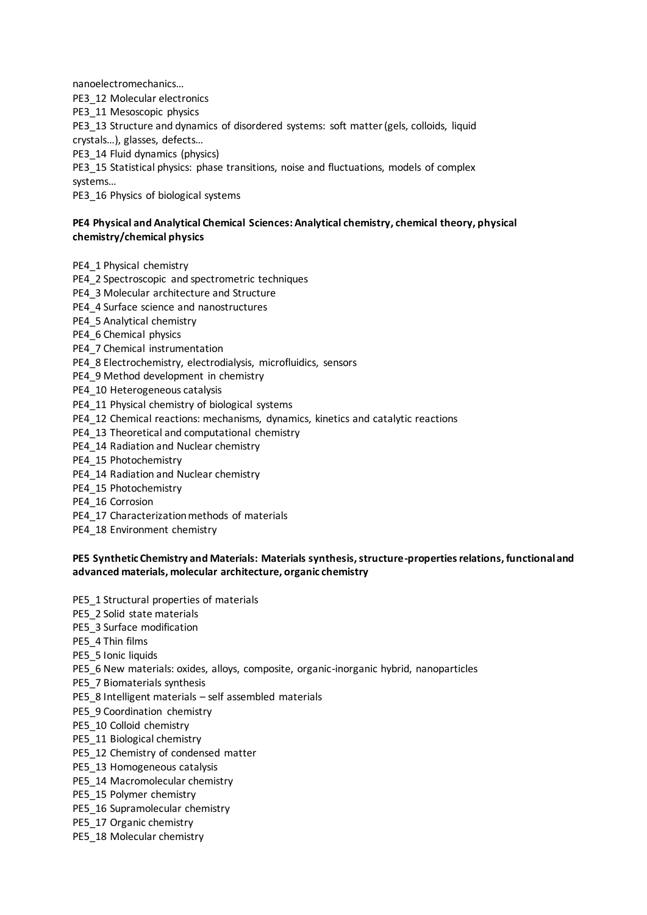nanoelectromechanics…

PE3_12 Molecular electronics

PE3_11 Mesoscopic physics

PE3_13 Structure and dynamics of disordered systems: soft matter (gels, colloids, liquid crystals…), glasses, defects…

PE3_14 Fluid dynamics (physics)

PE3_15 Statistical physics: phase transitions, noise and fluctuations, models of complex systems…

PE3_16 Physics of biological systems

**PE4 Physical and Analytical Chemical Sciences: Analytical chemistry, chemical theory, physical chemistry/chemical physics**

PE4_1 Physical chemistry

PE4_2 Spectroscopic and spectrometric techniques

PE4_3 Molecular architecture and Structure

PE4_4 Surface science and nanostructures

PE4_5 Analytical chemistry

PE4_6 Chemical physics

PE4_7 Chemical instrumentation

PE4_8 Electrochemistry, electrodialysis, microfluidics, sensors

PE4_9 Method development in chemistry

PE4_10 Heterogeneous catalysis

PE4_11 Physical chemistry of biological systems

PE4_12 Chemical reactions: mechanisms, dynamics, kinetics and catalytic reactions

PE4_13 Theoretical and computational chemistry

PE4_14 Radiation and Nuclear chemistry

PE4_15 Photochemistry

PE4_14 Radiation and Nuclear chemistry

PE4_15 Photochemistry

PE4_16 Corrosion

PE4_17 Characterization methods of materials

PE4_18 Environment chemistry

**PE5 Synthetic Chemistry and Materials: Materials synthesis, structure-properties relations, functional and advanced materials, molecular architecture, organic chemistry**

PE5_1 Structural properties of materials

PE5_2 Solid state materials

PE5_3 Surface modification

PE5_4 Thin films

PE5_5 Ionic liquids

PE5_6 New materials: oxides, alloys, composite, organic-inorganic hybrid, nanoparticles

PE5_7 Biomaterials synthesis

PE5_8 Intelligent materials – self assembled materials

PE5_9 Coordination chemistry

PE5_10 Colloid chemistry

PE5_11 Biological chemistry

PE5_12 Chemistry of condensed matter

PE5_13 Homogeneous catalysis

PE5_14 Macromolecular chemistry

PE5_15 Polymer chemistry

PE5_16 Supramolecular chemistry

PE5_17 Organic chemistry

PE5_18 Molecular chemistry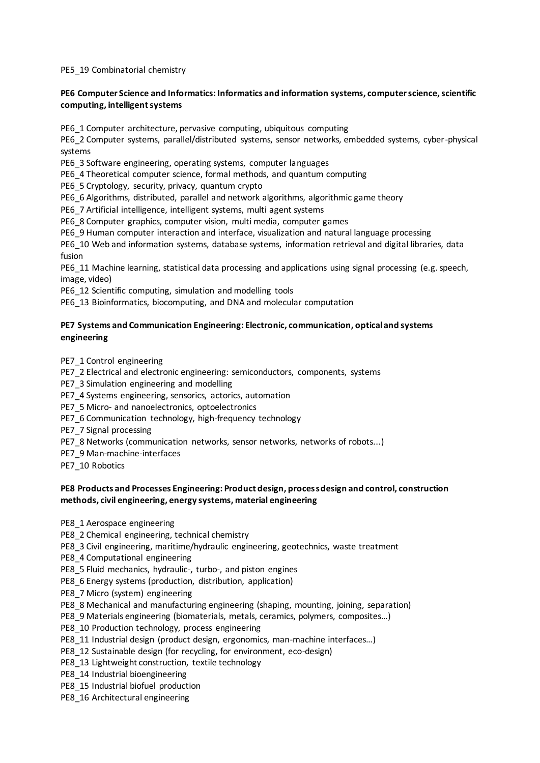PE5_19 Combinatorial chemistry

**PE6 Computer Science and Informatics: Informatics and information systems, computer science, scientific computing, intelligent systems**

PE6_1 Computer architecture, pervasive computing, ubiquitous computing
PE6_2 Computer systems, parallel/distributed systems, sensor networks, embedded systems, cyber-physical systems
PE6_3 Software engineering, operating systems, computer languages
PE6_4 Theoretical computer science, formal methods, and quantum computing
PE6_5 Cryptology, security, privacy, quantum crypto
PE6_6 Algorithms, distributed, parallel and network algorithms, algorithmic game theory
PE6_7 Artificial intelligence, intelligent systems, multi agent systems
PE6_8 Computer graphics, computer vision, multi media, computer games
PE6_9 Human computer interaction and interface, visualization and natural language processing
PE6_10 Web and information systems, database systems, information retrieval and digital libraries, data fusion
PE6_11 Machine learning, statistical data processing and applications using signal processing (e.g. speech, image, video)
PE6_12 Scientific computing, simulation and modelling tools
PE6_13 Bioinformatics, biocomputing, and DNA and molecular computation

**PE7 Systems and Communication Engineering: Electronic, communication, optical and systems engineering**

PE7_1 Control engineering
PE7_2 Electrical and electronic engineering: semiconductors, components, systems
PE7_3 Simulation engineering and modelling
PE7_4 Systems engineering, sensorics, actorics, automation
PE7_5 Micro- and nanoelectronics, optoelectronics
PE7_6 Communication technology, high-frequency technology
PE7_7 Signal processing
PE7_8 Networks (communication networks, sensor networks, networks of robots...)
PE7_9 Man-machine-interfaces
PE7_10 Robotics

**PE8 Products and Processes Engineering: Product design, process design and control, construction methods, civil engineering, energy systems, material engineering**

PE8_1 Aerospace engineering
PE8_2 Chemical engineering, technical chemistry
PE8_3 Civil engineering, maritime/hydraulic engineering, geotechnics, waste treatment
PE8_4 Computational engineering
PE8_5 Fluid mechanics, hydraulic-, turbo-, and piston engines
PE8_6 Energy systems (production, distribution, application)
PE8_7 Micro (system) engineering
PE8_8 Mechanical and manufacturing engineering (shaping, mounting, joining, separation)
PE8_9 Materials engineering (biomaterials, metals, ceramics, polymers, composites…)
PE8_10 Production technology, process engineering
PE8_11 Industrial design (product design, ergonomics, man-machine interfaces…)
PE8_12 Sustainable design (for recycling, for environment, eco-design)
PE8_13 Lightweight construction, textile technology
PE8_14 Industrial bioengineering
PE8_15 Industrial biofuel production
PE8_16 Architectural engineering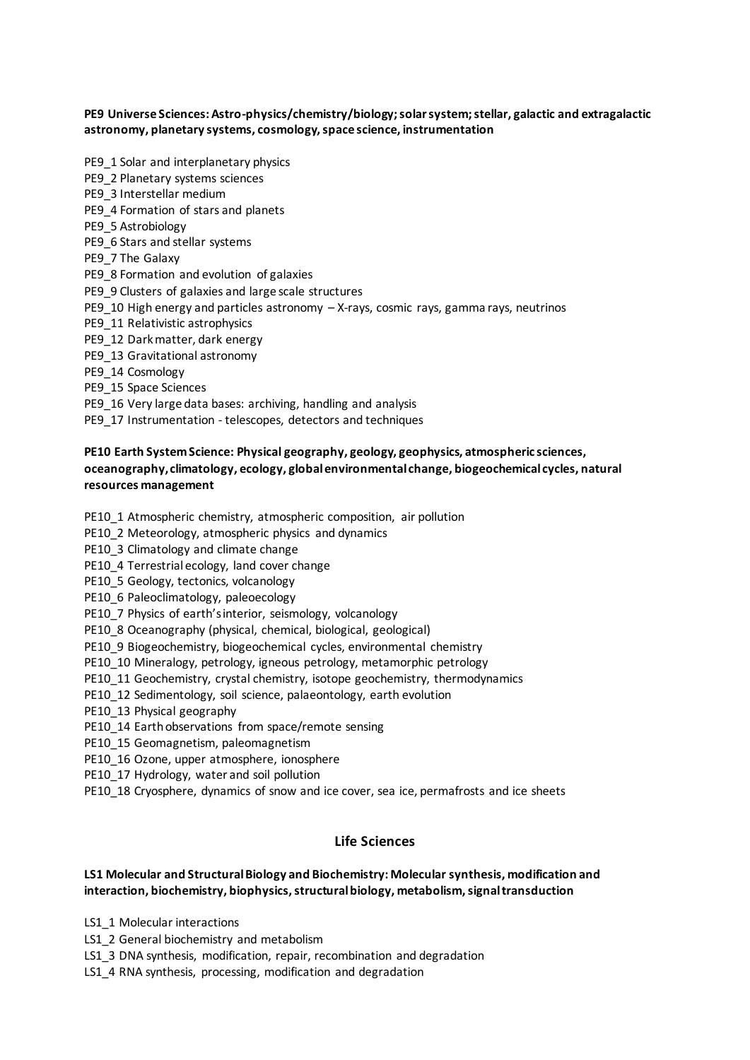**PE9 Universe Sciences: Astro-physics/chemistry/biology; solar system; stellar, galactic and extragalactic astronomy, planetary systems, cosmology, space science, instrumentation**

PE9_1 Solar and interplanetary physics
PE9_2 Planetary systems sciences
PE9_3 Interstellar medium
PE9_4 Formation of stars and planets
PE9_5 Astrobiology
PE9_6 Stars and stellar systems
PE9_7 The Galaxy
PE9_8 Formation and evolution of galaxies
PE9_9 Clusters of galaxies and large scale structures
PE9_10 High energy and particles astronomy – X-rays, cosmic rays, gamma rays, neutrinos
PE9_11 Relativistic astrophysics
PE9_12 Dark matter, dark energy
PE9_13 Gravitational astronomy
PE9_14 Cosmology
PE9_15 Space Sciences
PE9_16 Very large data bases: archiving, handling and analysis
PE9_17 Instrumentation - telescopes, detectors and techniques

**PE10 Earth System Science: Physical geography, geology, geophysics, atmospheric sciences, oceanography, climatology, ecology, global environmental change, biogeochemical cycles, natural resources management**

PE10_1 Atmospheric chemistry, atmospheric composition, air pollution
PE10_2 Meteorology, atmospheric physics and dynamics
PE10_3 Climatology and climate change
PE10_4 Terrestrial ecology, land cover change
PE10_5 Geology, tectonics, volcanology
PE10_6 Paleoclimatology, paleoecology
PE10_7 Physics of earth's interior, seismology, volcanology
PE10_8 Oceanography (physical, chemical, biological, geological)
PE10_9 Biogeochemistry, biogeochemical cycles, environmental chemistry
PE10_10 Mineralogy, petrology, igneous petrology, metamorphic petrology
PE10_11 Geochemistry, crystal chemistry, isotope geochemistry, thermodynamics
PE10_12 Sedimentology, soil science, palaeontology, earth evolution
PE10_13 Physical geography
PE10_14 Earth observations from space/remote sensing
PE10_15 Geomagnetism, paleomagnetism
PE10_16 Ozone, upper atmosphere, ionosphere
PE10_17 Hydrology, water and soil pollution
PE10_18 Cryosphere, dynamics of snow and ice cover, sea ice, permafrosts and ice sheets

## Life Sciences

**LS1 Molecular and Structural Biology and Biochemistry: Molecular synthesis, modification and interaction, biochemistry, biophysics, structural biology, metabolism, signal transduction**

LS1_1 Molecular interactions
LS1_2 General biochemistry and metabolism
LS1_3 DNA synthesis, modification, repair, recombination and degradation
LS1_4 RNA synthesis, processing, modification and degradation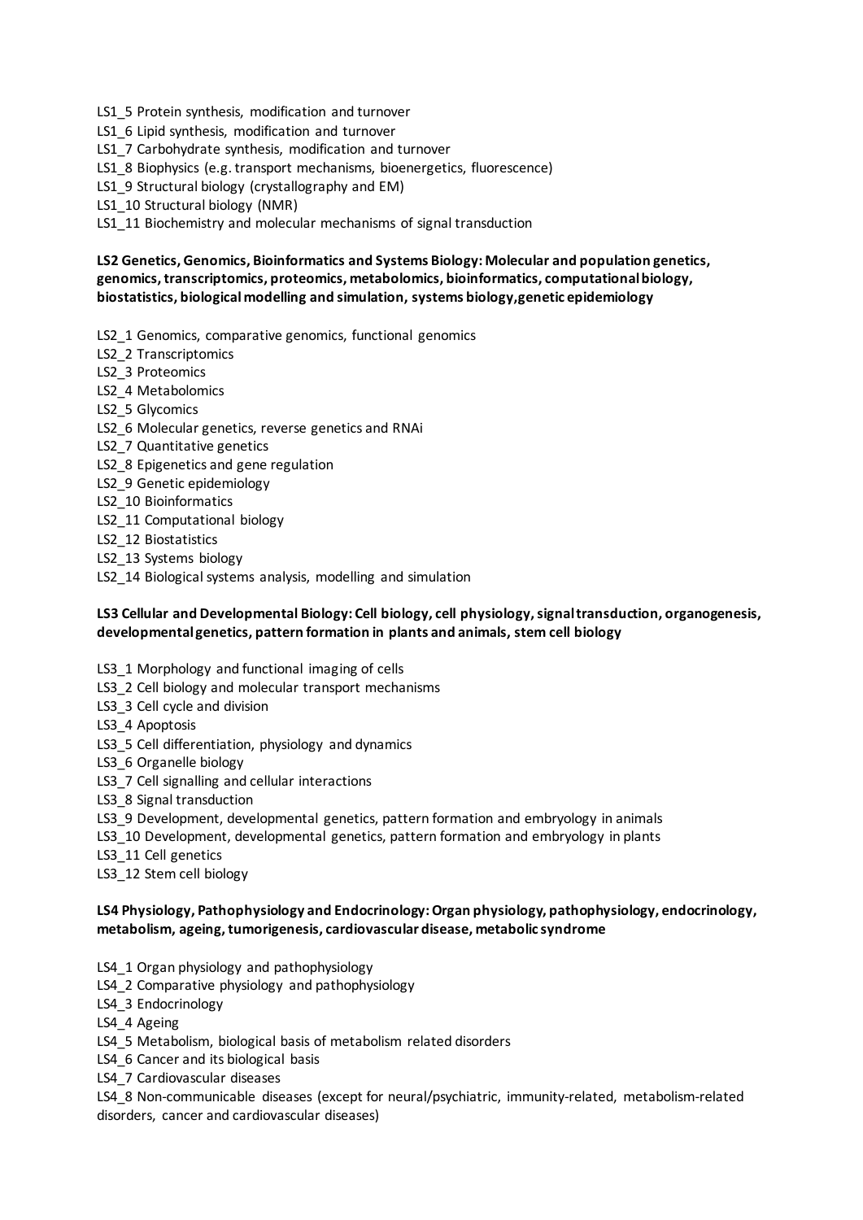LS1_5 Protein synthesis, modification and turnover
LS1_6 Lipid synthesis, modification and turnover
LS1_7 Carbohydrate synthesis, modification and turnover
LS1_8 Biophysics (e.g. transport mechanisms, bioenergetics, fluorescence)
LS1_9 Structural biology (crystallography and EM)
LS1_10 Structural biology (NMR)
LS1_11 Biochemistry and molecular mechanisms of signal transduction

**LS2 Genetics, Genomics, Bioinformatics and Systems Biology: Molecular and population genetics, genomics, transcriptomics, proteomics, metabolomics, bioinformatics, computational biology, biostatistics, biological modelling and simulation, systems biology, genetic epidemiology**

LS2_1 Genomics, comparative genomics, functional genomics
LS2_2 Transcriptomics
LS2_3 Proteomics
LS2_4 Metabolomics
LS2_5 Glycomics
LS2_6 Molecular genetics, reverse genetics and RNAi
LS2_7 Quantitative genetics
LS2_8 Epigenetics and gene regulation
LS2_9 Genetic epidemiology
LS2_10 Bioinformatics
LS2_11 Computational biology
LS2_12 Biostatistics
LS2_13 Systems biology
LS2_14 Biological systems analysis, modelling and simulation

**LS3 Cellular and Developmental Biology: Cell biology, cell physiology, signal transduction, organogenesis, developmental genetics, pattern formation in plants and animals, stem cell biology**

LS3_1 Morphology and functional imaging of cells
LS3_2 Cell biology and molecular transport mechanisms
LS3_3 Cell cycle and division
LS3_4 Apoptosis
LS3_5 Cell differentiation, physiology and dynamics
LS3_6 Organelle biology
LS3_7 Cell signalling and cellular interactions
LS3_8 Signal transduction
LS3_9 Development, developmental genetics, pattern formation and embryology in animals
LS3_10 Development, developmental genetics, pattern formation and embryology in plants
LS3_11 Cell genetics
LS3_12 Stem cell biology

**LS4 Physiology, Pathophysiology and Endocrinology: Organ physiology, pathophysiology, endocrinology, metabolism, ageing, tumorigenesis, cardiovascular disease, metabolic syndrome**

LS4_1 Organ physiology and pathophysiology
LS4_2 Comparative physiology and pathophysiology
LS4_3 Endocrinology
LS4_4 Ageing
LS4_5 Metabolism, biological basis of metabolism related disorders
LS4_6 Cancer and its biological basis
LS4_7 Cardiovascular diseases
LS4_8 Non-communicable diseases (except for neural/psychiatric, immunity-related, metabolism-related disorders, cancer and cardiovascular diseases)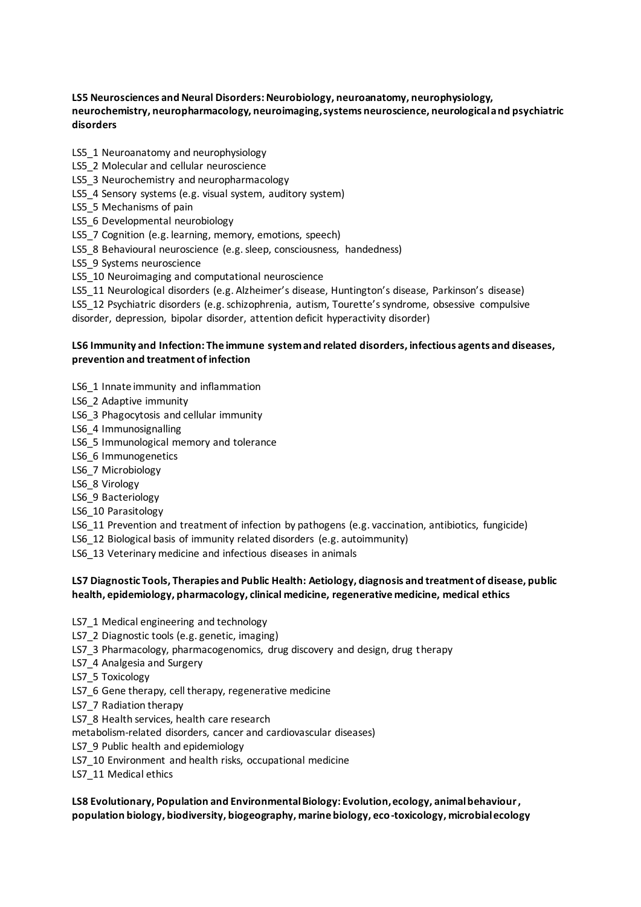**LS5 Neurosciences and Neural Disorders: Neurobiology, neuroanatomy, neurophysiology, neurochemistry, neuropharmacology, neuroimaging, systems neuroscience, neurological and psychiatric disorders**

LS5_1 Neuroanatomy and neurophysiology
LS5_2 Molecular and cellular neuroscience
LS5_3 Neurochemistry and neuropharmacology
LS5_4 Sensory systems (e.g. visual system, auditory system)
LS5_5 Mechanisms of pain
LS5_6 Developmental neurobiology
LS5_7 Cognition (e.g. learning, memory, emotions, speech)
LS5_8 Behavioural neuroscience (e.g. sleep, consciousness, handedness)
LS5_9 Systems neuroscience
LS5_10 Neuroimaging and computational neuroscience
LS5_11 Neurological disorders (e.g. Alzheimer's disease, Huntington's disease, Parkinson's disease)
LS5_12 Psychiatric disorders (e.g. schizophrenia, autism, Tourette's syndrome, obsessive compulsive disorder, depression, bipolar disorder, attention deficit hyperactivity disorder)

**LS6 Immunity and Infection: The immune system and related disorders, infectious agents and diseases, prevention and treatment of infection**

LS6_1 Innate immunity and inflammation
LS6_2 Adaptive immunity
LS6_3 Phagocytosis and cellular immunity
LS6_4 Immunosignalling
LS6_5 Immunological memory and tolerance
LS6_6 Immunogenetics
LS6_7 Microbiology
LS6_8 Virology
LS6_9 Bacteriology
LS6_10 Parasitology
LS6_11 Prevention and treatment of infection by pathogens (e.g. vaccination, antibiotics, fungicide)
LS6_12 Biological basis of immunity related disorders (e.g. autoimmunity)
LS6_13 Veterinary medicine and infectious diseases in animals

**LS7 Diagnostic Tools, Therapies and Public Health: Aetiology, diagnosis and treatment of disease, public health, epidemiology, pharmacology, clinical medicine, regenerative medicine, medical ethics**

LS7_1 Medical engineering and technology
LS7_2 Diagnostic tools (e.g. genetic, imaging)
LS7_3 Pharmacology, pharmacogenomics, drug discovery and design, drug therapy
LS7_4 Analgesia and Surgery
LS7_5 Toxicology
LS7_6 Gene therapy, cell therapy, regenerative medicine
LS7_7 Radiation therapy
LS7_8 Health services, health care research
metabolism-related disorders, cancer and cardiovascular diseases)
LS7_9 Public health and epidemiology
LS7_10 Environment and health risks, occupational medicine
LS7_11 Medical ethics

**LS8 Evolutionary, Population and Environmental Biology: Evolution, ecology, animal behaviour, population biology, biodiversity, biogeography, marine biology, eco-toxicology, microbial ecology**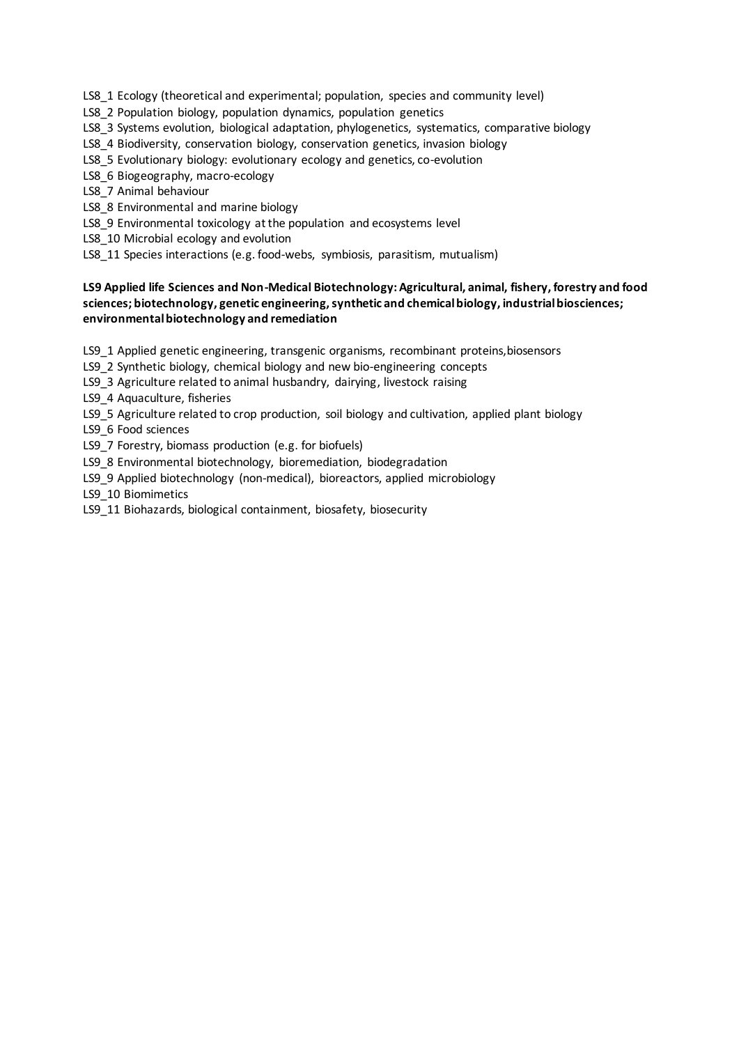LS8_1 Ecology (theoretical and experimental; population, species and community level)
LS8_2 Population biology, population dynamics, population genetics
LS8_3 Systems evolution, biological adaptation, phylogenetics, systematics, comparative biology
LS8_4 Biodiversity, conservation biology, conservation genetics, invasion biology
LS8_5 Evolutionary biology: evolutionary ecology and genetics, co-evolution
LS8_6 Biogeography, macro-ecology
LS8_7 Animal behaviour
LS8_8 Environmental and marine biology
LS8_9 Environmental toxicology at the population and ecosystems level
LS8_10 Microbial ecology and evolution
LS8_11 Species interactions (e.g. food-webs, symbiosis, parasitism, mutualism)

**LS9 Applied life Sciences and Non-Medical Biotechnology: Agricultural, animal, fishery, forestry and food sciences; biotechnology, genetic engineering, synthetic and chemical biology, industrial biosciences; environmental biotechnology and remediation**

LS9_1 Applied genetic engineering, transgenic organisms, recombinant proteins,biosensors
LS9_2 Synthetic biology, chemical biology and new bio-engineering concepts
LS9_3 Agriculture related to animal husbandry, dairying, livestock raising
LS9_4 Aquaculture, fisheries
LS9_5 Agriculture related to crop production, soil biology and cultivation, applied plant biology
LS9_6 Food sciences
LS9_7 Forestry, biomass production (e.g. for biofuels)
LS9_8 Environmental biotechnology, bioremediation, biodegradation
LS9_9 Applied biotechnology (non-medical), bioreactors, applied microbiology
LS9_10 Biomimetics
LS9_11 Biohazards, biological containment, biosafety, biosecurity